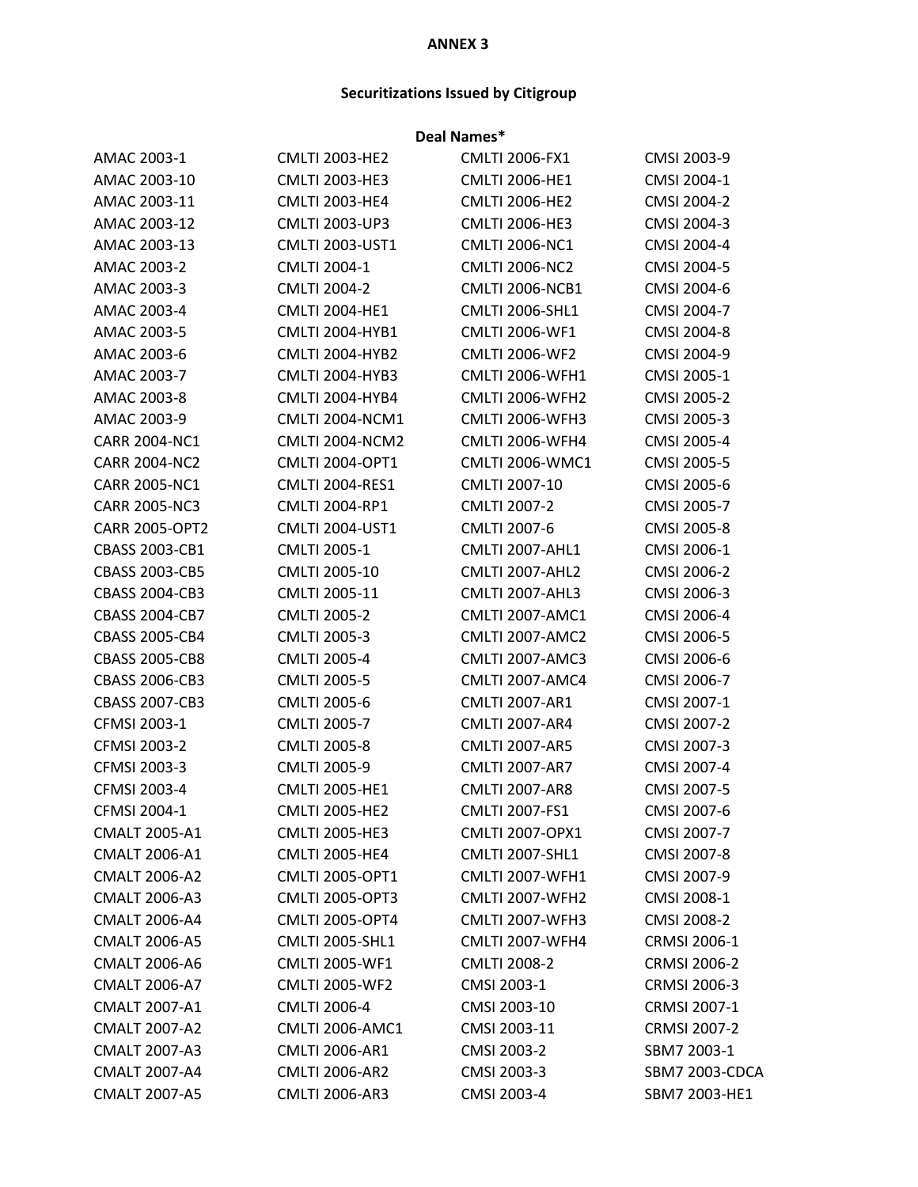**ANNEX 3**

**Securitizations Issued by Citigroup**

**Deal Names***

| | | | |
|---|---|---|---|
| AMAC 2003-1 | CMLTI 2003-HE2 | CMLTI 2006-FX1 | CMSI 2003-9 |
| AMAC 2003-10 | CMLTI 2003-HE3 | CMLTI 2006-HE1 | CMSI 2004-1 |
| AMAC 2003-11 | CMLTI 2003-HE4 | CMLTI 2006-HE2 | CMSI 2004-2 |
| AMAC 2003-12 | CMLTI 2003-UP3 | CMLTI 2006-HE3 | CMSI 2004-3 |
| AMAC 2003-13 | CMLTI 2003-UST1 | CMLTI 2006-NC1 | CMSI 2004-4 |
| AMAC 2003-2 | CMLTI 2004-1 | CMLTI 2006-NC2 | CMSI 2004-5 |
| AMAC 2003-3 | CMLTI 2004-2 | CMLTI 2006-NCB1 | CMSI 2004-6 |
| AMAC 2003-4 | CMLTI 2004-HE1 | CMLTI 2006-SHL1 | CMSI 2004-7 |
| AMAC 2003-5 | CMLTI 2004-HYB1 | CMLTI 2006-WF1 | CMSI 2004-8 |
| AMAC 2003-6 | CMLTI 2004-HYB2 | CMLTI 2006-WF2 | CMSI 2004-9 |
| AMAC 2003-7 | CMLTI 2004-HYB3 | CMLTI 2006-WFH1 | CMSI 2005-1 |
| AMAC 2003-8 | CMLTI 2004-HYB4 | CMLTI 2006-WFH2 | CMSI 2005-2 |
| AMAC 2003-9 | CMLTI 2004-NCM1 | CMLTI 2006-WFH3 | CMSI 2005-3 |
| CARR 2004-NC1 | CMLTI 2004-NCM2 | CMLTI 2006-WFH4 | CMSI 2005-4 |
| CARR 2004-NC2 | CMLTI 2004-OPT1 | CMLTI 2006-WMC1 | CMSI 2005-5 |
| CARR 2005-NC1 | CMLTI 2004-RES1 | CMLTI 2007-10 | CMSI 2005-6 |
| CARR 2005-NC3 | CMLTI 2004-RP1 | CMLTI 2007-2 | CMSI 2005-7 |
| CARR 2005-OPT2 | CMLTI 2004-UST1 | CMLTI 2007-6 | CMSI 2005-8 |
| CBASS 2003-CB1 | CMLTI 2005-1 | CMLTI 2007-AHL1 | CMSI 2006-1 |
| CBASS 2003-CB5 | CMLTI 2005-10 | CMLTI 2007-AHL2 | CMSI 2006-2 |
| CBASS 2004-CB3 | CMLTI 2005-11 | CMLTI 2007-AHL3 | CMSI 2006-3 |
| CBASS 2004-CB7 | CMLTI 2005-2 | CMLTI 2007-AMC1 | CMSI 2006-4 |
| CBASS 2005-CB4 | CMLTI 2005-3 | CMLTI 2007-AMC2 | CMSI 2006-5 |
| CBASS 2005-CB8 | CMLTI 2005-4 | CMLTI 2007-AMC3 | CMSI 2006-6 |
| CBASS 2006-CB3 | CMLTI 2005-5 | CMLTI 2007-AMC4 | CMSI 2006-7 |
| CBASS 2007-CB3 | CMLTI 2005-6 | CMLTI 2007-AR1 | CMSI 2007-1 |
| CFMSI 2003-1 | CMLTI 2005-7 | CMLTI 2007-AR4 | CMSI 2007-2 |
| CFMSI 2003-2 | CMLTI 2005-8 | CMLTI 2007-AR5 | CMSI 2007-3 |
| CFMSI 2003-3 | CMLTI 2005-9 | CMLTI 2007-AR7 | CMSI 2007-4 |
| CFMSI 2003-4 | CMLTI 2005-HE1 | CMLTI 2007-AR8 | CMSI 2007-5 |
| CFMSI 2004-1 | CMLTI 2005-HE2 | CMLTI 2007-FS1 | CMSI 2007-6 |
| CMALT 2005-A1 | CMLTI 2005-HE3 | CMLTI 2007-OPX1 | CMSI 2007-7 |
| CMALT 2006-A1 | CMLTI 2005-HE4 | CMLTI 2007-SHL1 | CMSI 2007-8 |
| CMALT 2006-A2 | CMLTI 2005-OPT1 | CMLTI 2007-WFH1 | CMSI 2007-9 |
| CMALT 2006-A3 | CMLTI 2005-OPT3 | CMLTI 2007-WFH2 | CMSI 2008-1 |
| CMALT 2006-A4 | CMLTI 2005-OPT4 | CMLTI 2007-WFH3 | CMSI 2008-2 |
| CMALT 2006-A5 | CMLTI 2005-SHL1 | CMLTI 2007-WFH4 | CRMSI 2006-1 |
| CMALT 2006-A6 | CMLTI 2005-WF1 | CMLTI 2008-2 | CRMSI 2006-2 |
| CMALT 2006-A7 | CMLTI 2005-WF2 | CMSI 2003-1 | CRMSI 2006-3 |
| CMALT 2007-A1 | CMLTI 2006-4 | CMSI 2003-10 | CRMSI 2007-1 |
| CMALT 2007-A2 | CMLTI 2006-AMC1 | CMSI 2003-11 | CRMSI 2007-2 |
| CMALT 2007-A3 | CMLTI 2006-AR1 | CMSI 2003-2 | SBM7 2003-1 |
| CMALT 2007-A4 | CMLTI 2006-AR2 | CMSI 2003-3 | SBM7 2003-CDCA |
| CMALT 2007-A5 | CMLTI 2006-AR3 | CMSI 2003-4 | SBM7 2003-HE1 |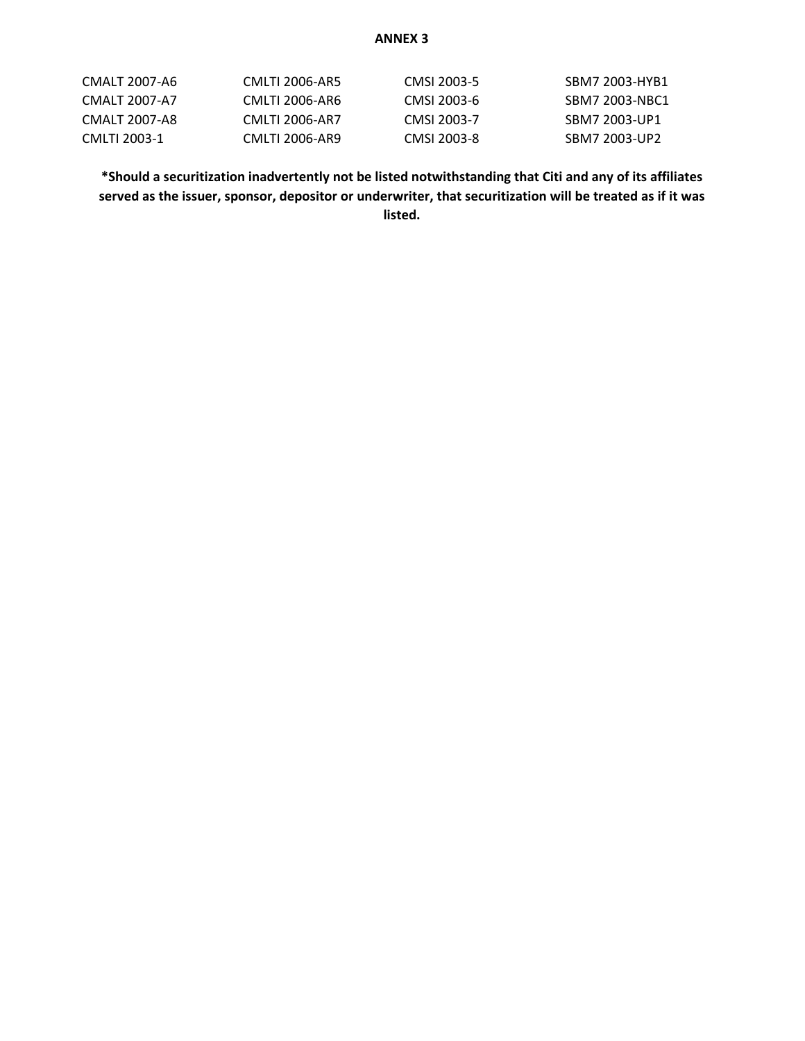**ANNEX 3**

| | | | |
|---|---|---|---|
| CMALT 2007-A6 | CMLTI 2006-AR5 | CMSI 2003-5 | SBM7 2003-HYB1 |
| CMALT 2007-A7 | CMLTI 2006-AR6 | CMSI 2003-6 | SBM7 2003-NBC1 |
| CMALT 2007-A8 | CMLTI 2006-AR7 | CMSI 2003-7 | SBM7 2003-UP1 |
| CMLTI 2003-1 | CMLTI 2006-AR9 | CMSI 2003-8 | SBM7 2003-UP2 |

**\*Should a securitization inadvertently not be listed notwithstanding that Citi and any of its affiliates served as the issuer, sponsor, depositor or underwriter, that securitization will be treated as if it was listed.**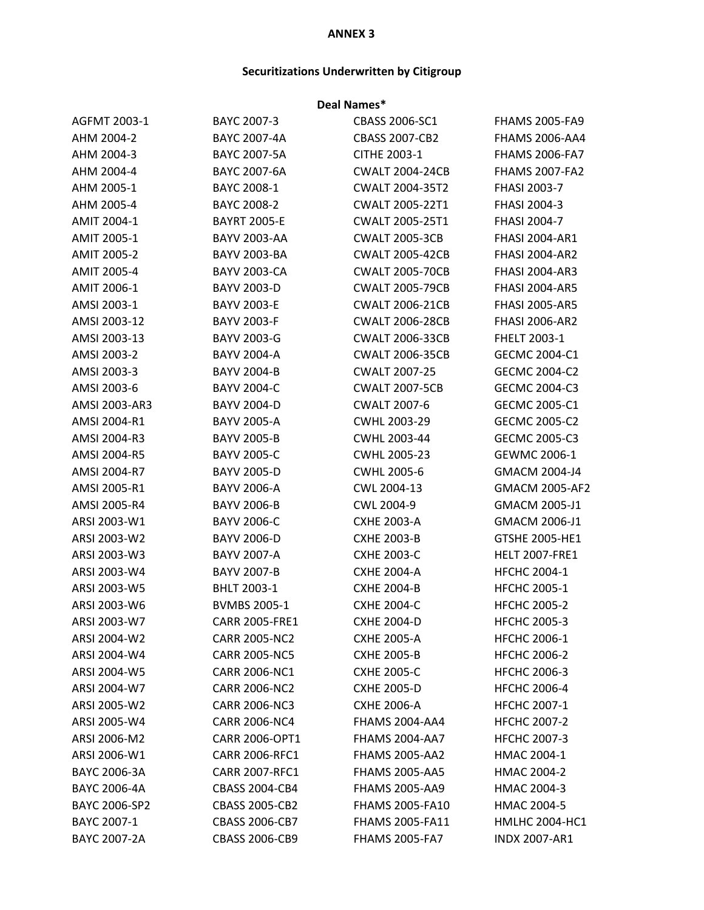**ANNEX 3**

**Securitizations Underwritten by Citigroup**

**Deal Names***

AGFMT 2003-1
AHM 2004-2
AHM 2004-3
AHM 2004-4
AHM 2005-1
AHM 2005-4
AMIT 2004-1
AMIT 2005-1
AMIT 2005-2
AMIT 2005-4
AMIT 2006-1
AMSI 2003-1
AMSI 2003-12
AMSI 2003-13
AMSI 2003-2
AMSI 2003-3
AMSI 2003-6
AMSI 2003-AR3
AMSI 2004-R1
AMSI 2004-R3
AMSI 2004-R5
AMSI 2004-R7
AMSI 2005-R1
AMSI 2005-R4
ARSI 2003-W1
ARSI 2003-W2
ARSI 2003-W3
ARSI 2003-W4
ARSI 2003-W5
ARSI 2003-W6
ARSI 2003-W7
ARSI 2004-W2
ARSI 2004-W4
ARSI 2004-W5
ARSI 2004-W7
ARSI 2005-W2
ARSI 2005-W4
ARSI 2006-M2
ARSI 2006-W1
BAYC 2006-3A
BAYC 2006-4A
BAYC 2006-SP2
BAYC 2007-1
BAYC 2007-2A
BAYC 2007-3
BAYC 2007-4A
BAYC 2007-5A
BAYC 2007-6A
BAYC 2008-1
BAYC 2008-2
BAYRT 2005-E
BAYV 2003-AA
BAYV 2003-BA
BAYV 2003-CA
BAYV 2003-D
BAYV 2003-E
BAYV 2003-F
BAYV 2003-G
BAYV 2004-A
BAYV 2004-B
BAYV 2004-C
BAYV 2004-D
BAYV 2005-A
BAYV 2005-B
BAYV 2005-C
BAYV 2005-D
BAYV 2006-A
BAYV 2006-B
BAYV 2006-C
BAYV 2006-D
BAYV 2007-A
BAYV 2007-B
BHLT 2003-1
BVMBS 2005-1
CARR 2005-FRE1
CARR 2005-NC2
CARR 2005-NC5
CARR 2006-NC1
CARR 2006-NC2
CARR 2006-NC3
CARR 2006-NC4
CARR 2006-OPT1
CARR 2006-RFC1
CARR 2007-RFC1
CBASS 2004-CB4
CBASS 2005-CB2
CBASS 2006-CB7
CBASS 2006-CB9
CBASS 2006-SC1
CBASS 2007-CB2
CITHE 2003-1
CWALT 2004-24CB
CWALT 2004-35T2
CWALT 2005-22T1
CWALT 2005-25T1
CWALT 2005-3CB
CWALT 2005-42CB
CWALT 2005-70CB
CWALT 2005-79CB
CWALT 2006-21CB
CWALT 2006-28CB
CWALT 2006-33CB
CWALT 2006-35CB
CWALT 2007-25
CWALT 2007-5CB
CWALT 2007-6
CWHL 2003-29
CWHL 2003-44
CWHL 2005-23
CWHL 2005-6
CWL 2004-13
CWL 2004-9
CXHE 2003-A
CXHE 2003-B
CXHE 2003-C
CXHE 2004-A
CXHE 2004-B
CXHE 2004-C
CXHE 2004-D
CXHE 2005-A
CXHE 2005-B
CXHE 2005-C
CXHE 2005-D
CXHE 2006-A
FHAMS 2004-AA4
FHAMS 2004-AA7
FHAMS 2005-AA2
FHAMS 2005-AA5
FHAMS 2005-AA9
FHAMS 2005-FA10
FHAMS 2005-FA11
FHAMS 2005-FA7
FHAMS 2005-FA9
FHAMS 2006-AA4
FHAMS 2006-FA7
FHAMS 2007-FA2
FHASI 2003-7
FHASI 2004-3
FHASI 2004-7
FHASI 2004-AR1
FHASI 2004-AR2
FHASI 2004-AR3
FHASI 2004-AR5
FHASI 2005-AR5
FHASI 2006-AR2
FHELT 2003-1
GECMC 2004-C1
GECMC 2004-C2
GECMC 2004-C3
GECMC 2005-C1
GECMC 2005-C2
GECMC 2005-C3
GEWMC 2006-1
GMACM 2004-J4
GMACM 2005-AF2
GMACM 2005-J1
GMACM 2006-J1
GTSHE 2005-HE1
HELT 2007-FRE1
HFCHC 2004-1
HFCHC 2005-1
HFCHC 2005-2
HFCHC 2005-3
HFCHC 2006-1
HFCHC 2006-2
HFCHC 2006-3
HFCHC 2006-4
HFCHC 2007-1
HFCHC 2007-2
HFCHC 2007-3
HMAC 2004-1
HMAC 2004-2
HMAC 2004-3
HMAC 2004-5
HMLHC 2004-HC1
INDX 2007-AR1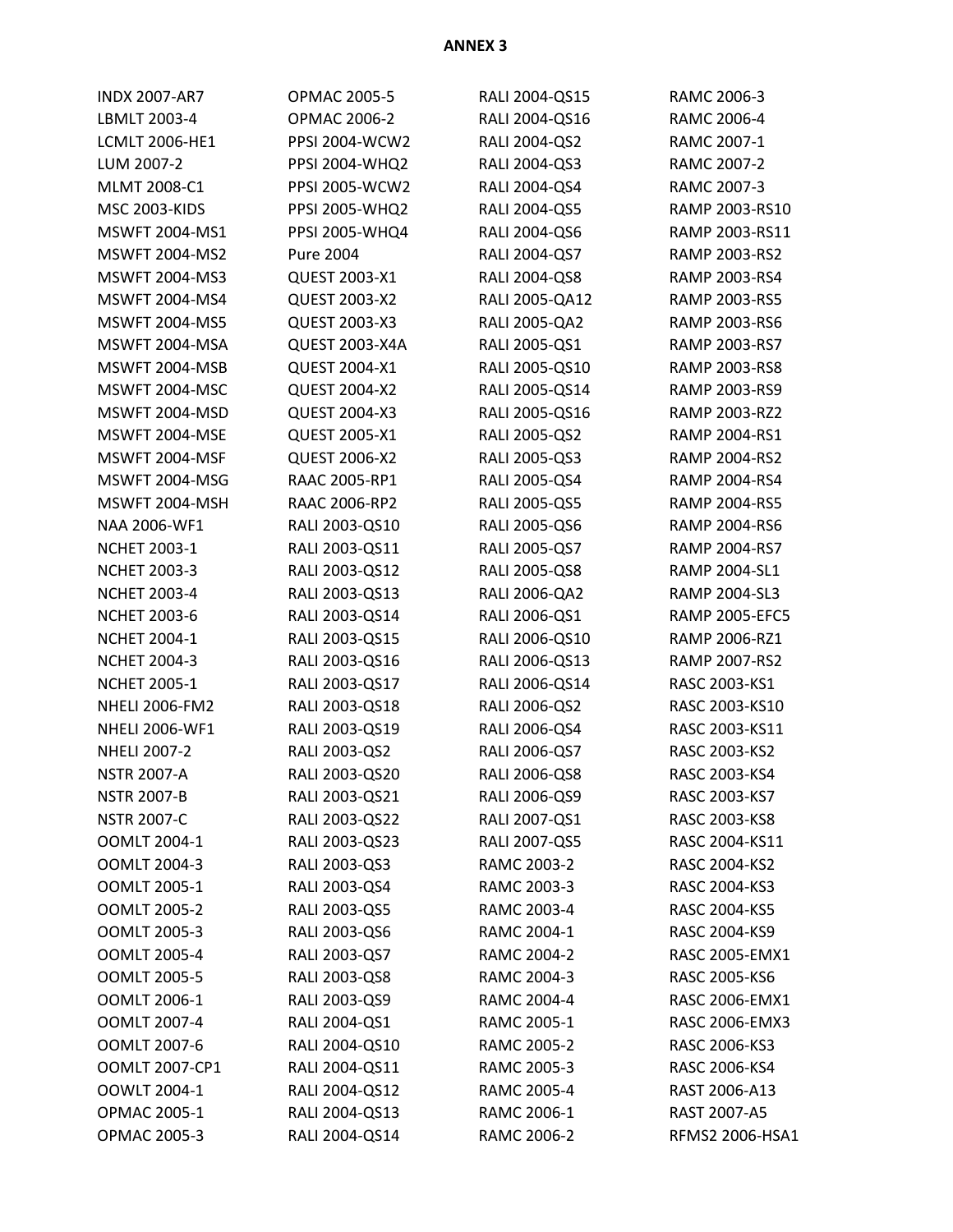**ANNEX 3**

| | | | |
|---|---|---|---|
| INDX 2007-AR7 | OPMAC 2005-5 | RALI 2004-QS15 | RAMC 2006-3 |
| LBMLT 2003-4 | OPMAC 2006-2 | RALI 2004-QS16 | RAMC 2006-4 |
| LCMLT 2006-HE1 | PPSI 2004-WCW2 | RALI 2004-QS2 | RAMC 2007-1 |
| LUM 2007-2 | PPSI 2004-WHQ2 | RALI 2004-QS3 | RAMC 2007-2 |
| MLMT 2008-C1 | PPSI 2005-WCW2 | RALI 2004-QS4 | RAMC 2007-3 |
| MSC 2003-KIDS | PPSI 2005-WHQ2 | RALI 2004-QS5 | RAMP 2003-RS10 |
| MSWFT 2004-MS1 | PPSI 2005-WHQ4 | RALI 2004-QS6 | RAMP 2003-RS11 |
| MSWFT 2004-MS2 | Pure 2004 | RALI 2004-QS7 | RAMP 2003-RS2 |
| MSWFT 2004-MS3 | QUEST 2003-X1 | RALI 2004-QS8 | RAMP 2003-RS4 |
| MSWFT 2004-MS4 | QUEST 2003-X2 | RALI 2005-QA12 | RAMP 2003-RS5 |
| MSWFT 2004-MS5 | QUEST 2003-X3 | RALI 2005-QA2 | RAMP 2003-RS6 |
| MSWFT 2004-MSA | QUEST 2003-X4A | RALI 2005-QS1 | RAMP 2003-RS7 |
| MSWFT 2004-MSB | QUEST 2004-X1 | RALI 2005-QS10 | RAMP 2003-RS8 |
| MSWFT 2004-MSC | QUEST 2004-X2 | RALI 2005-QS14 | RAMP 2003-RS9 |
| MSWFT 2004-MSD | QUEST 2004-X3 | RALI 2005-QS16 | RAMP 2003-RZ2 |
| MSWFT 2004-MSE | QUEST 2005-X1 | RALI 2005-QS2 | RAMP 2004-RS1 |
| MSWFT 2004-MSF | QUEST 2006-X2 | RALI 2005-QS3 | RAMP 2004-RS2 |
| MSWFT 2004-MSG | RAAC 2005-RP1 | RALI 2005-QS4 | RAMP 2004-RS4 |
| MSWFT 2004-MSH | RAAC 2006-RP2 | RALI 2005-QS5 | RAMP 2004-RS5 |
| NAA 2006-WF1 | RALI 2003-QS10 | RALI 2005-QS6 | RAMP 2004-RS6 |
| NCHET 2003-1 | RALI 2003-QS11 | RALI 2005-QS7 | RAMP 2004-RS7 |
| NCHET 2003-3 | RALI 2003-QS12 | RALI 2005-QS8 | RAMP 2004-SL1 |
| NCHET 2003-4 | RALI 2003-QS13 | RALI 2006-QA2 | RAMP 2004-SL3 |
| NCHET 2003-6 | RALI 2003-QS14 | RALI 2006-QS1 | RAMP 2005-EFC5 |
| NCHET 2004-1 | RALI 2003-QS15 | RALI 2006-QS10 | RAMP 2006-RZ1 |
| NCHET 2004-3 | RALI 2003-QS16 | RALI 2006-QS13 | RAMP 2007-RS2 |
| NCHET 2005-1 | RALI 2003-QS17 | RALI 2006-QS14 | RASC 2003-KS1 |
| NHELI 2006-FM2 | RALI 2003-QS18 | RALI 2006-QS2 | RASC 2003-KS10 |
| NHELI 2006-WF1 | RALI 2003-QS19 | RALI 2006-QS4 | RASC 2003-KS11 |
| NHELI 2007-2 | RALI 2003-QS2 | RALI 2006-QS7 | RASC 2003-KS2 |
| NSTR 2007-A | RALI 2003-QS20 | RALI 2006-QS8 | RASC 2003-KS4 |
| NSTR 2007-B | RALI 2003-QS21 | RALI 2006-QS9 | RASC 2003-KS7 |
| NSTR 2007-C | RALI 2003-QS22 | RALI 2007-QS1 | RASC 2003-KS8 |
| OOMLT 2004-1 | RALI 2003-QS23 | RALI 2007-QS5 | RASC 2004-KS11 |
| OOMLT 2004-3 | RALI 2003-QS3 | RAMC 2003-2 | RASC 2004-KS2 |
| OOMLT 2005-1 | RALI 2003-QS4 | RAMC 2003-3 | RASC 2004-KS3 |
| OOMLT 2005-2 | RALI 2003-QS5 | RAMC 2003-4 | RASC 2004-KS5 |
| OOMLT 2005-3 | RALI 2003-QS6 | RAMC 2004-1 | RASC 2004-KS9 |
| OOMLT 2005-4 | RALI 2003-QS7 | RAMC 2004-2 | RASC 2005-EMX1 |
| OOMLT 2005-5 | RALI 2003-QS8 | RAMC 2004-3 | RASC 2005-KS6 |
| OOMLT 2006-1 | RALI 2003-QS9 | RAMC 2004-4 | RASC 2006-EMX1 |
| OOMLT 2007-4 | RALI 2004-QS1 | RAMC 2005-1 | RASC 2006-EMX3 |
| OOMLT 2007-6 | RALI 2004-QS10 | RAMC 2005-2 | RASC 2006-KS3 |
| OOMLT 2007-CP1 | RALI 2004-QS11 | RAMC 2005-3 | RASC 2006-KS4 |
| OOWLT 2004-1 | RALI 2004-QS12 | RAMC 2005-4 | RAST 2006-A13 |
| OPMAC 2005-1 | RALI 2004-QS13 | RAMC 2006-1 | RAST 2007-A5 |
| OPMAC 2005-3 | RALI 2004-QS14 | RAMC 2006-2 | RFMS2 2006-HSA1 |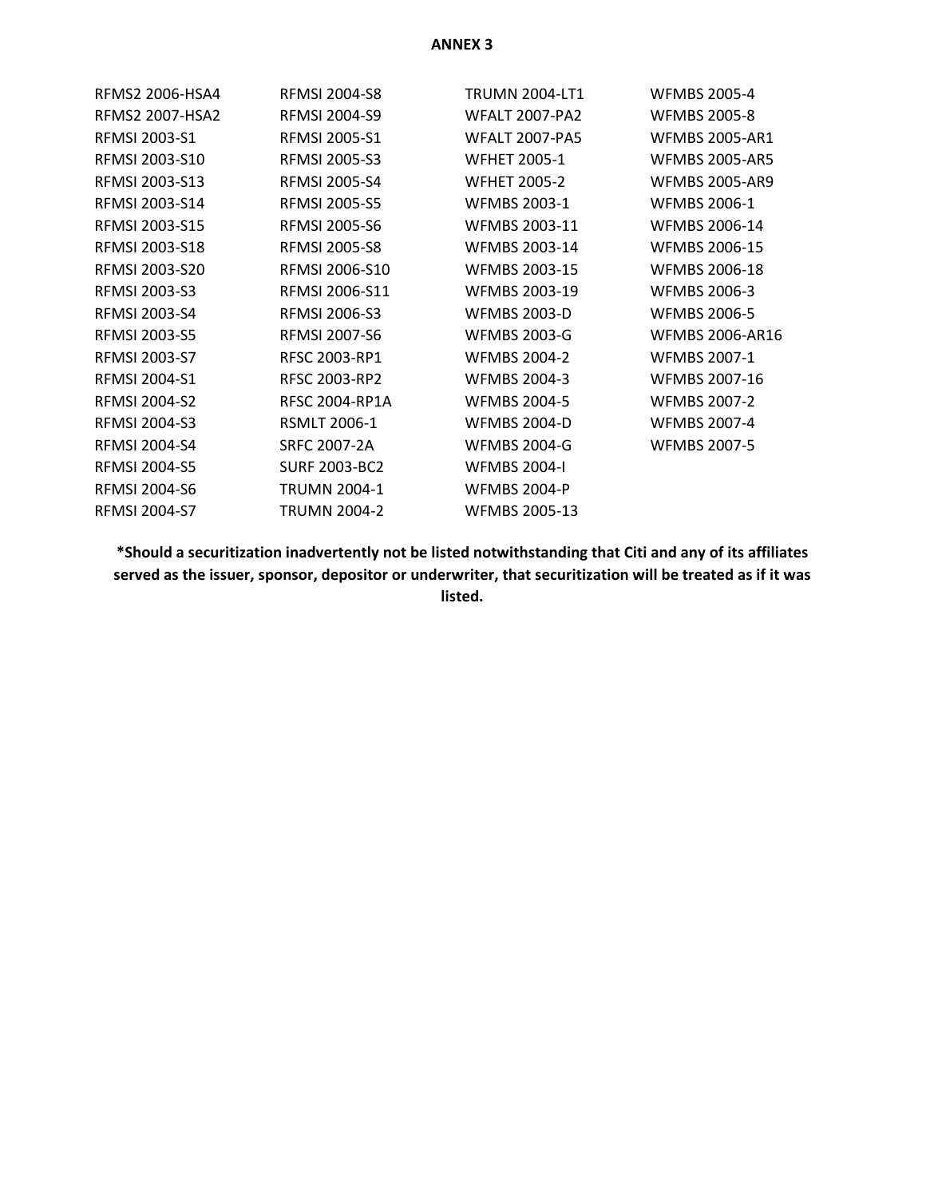**ANNEX 3**

| | | | |
|---|---|---|---|
| RFMS2 2006-HSA4 | RFMSI 2004-S8 | TRUMN 2004-LT1 | WFMBS 2005-4 |
| RFMS2 2007-HSA2 | RFMSI 2004-S9 | WFALT 2007-PA2 | WFMBS 2005-8 |
| RFMSI 2003-S1 | RFMSI 2005-S1 | WFALT 2007-PA5 | WFMBS 2005-AR1 |
| RFMSI 2003-S10 | RFMSI 2005-S3 | WFHET 2005-1 | WFMBS 2005-AR5 |
| RFMSI 2003-S13 | RFMSI 2005-S4 | WFHET 2005-2 | WFMBS 2005-AR9 |
| RFMSI 2003-S14 | RFMSI 2005-S5 | WFMBS 2003-1 | WFMBS 2006-1 |
| RFMSI 2003-S15 | RFMSI 2005-S6 | WFMBS 2003-11 | WFMBS 2006-14 |
| RFMSI 2003-S18 | RFMSI 2005-S8 | WFMBS 2003-14 | WFMBS 2006-15 |
| RFMSI 2003-S20 | RFMSI 2006-S10 | WFMBS 2003-15 | WFMBS 2006-18 |
| RFMSI 2003-S3 | RFMSI 2006-S11 | WFMBS 2003-19 | WFMBS 2006-3 |
| RFMSI 2003-S4 | RFMSI 2006-S3 | WFMBS 2003-D | WFMBS 2006-5 |
| RFMSI 2003-S5 | RFMSI 2007-S6 | WFMBS 2003-G | WFMBS 2006-AR16 |
| RFMSI 2003-S7 | RFSC 2003-RP1 | WFMBS 2004-2 | WFMBS 2007-1 |
| RFMSI 2004-S1 | RFSC 2003-RP2 | WFMBS 2004-3 | WFMBS 2007-16 |
| RFMSI 2004-S2 | RFSC 2004-RP1A | WFMBS 2004-5 | WFMBS 2007-2 |
| RFMSI 2004-S3 | RSMLT 2006-1 | WFMBS 2004-D | WFMBS 2007-4 |
| RFMSI 2004-S4 | SRFC 2007-2A | WFMBS 2004-G | WFMBS 2007-5 |
| RFMSI 2004-S5 | SURF 2003-BC2 | WFMBS 2004-I | |
| RFMSI 2004-S6 | TRUMN 2004-1 | WFMBS 2004-P | |
| RFMSI 2004-S7 | TRUMN 2004-2 | WFMBS 2005-13 | |

**\*Should a securitization inadvertently not be listed notwithstanding that Citi and any of its affiliates served as the issuer, sponsor, depositor or underwriter, that securitization will be treated as if it was listed.**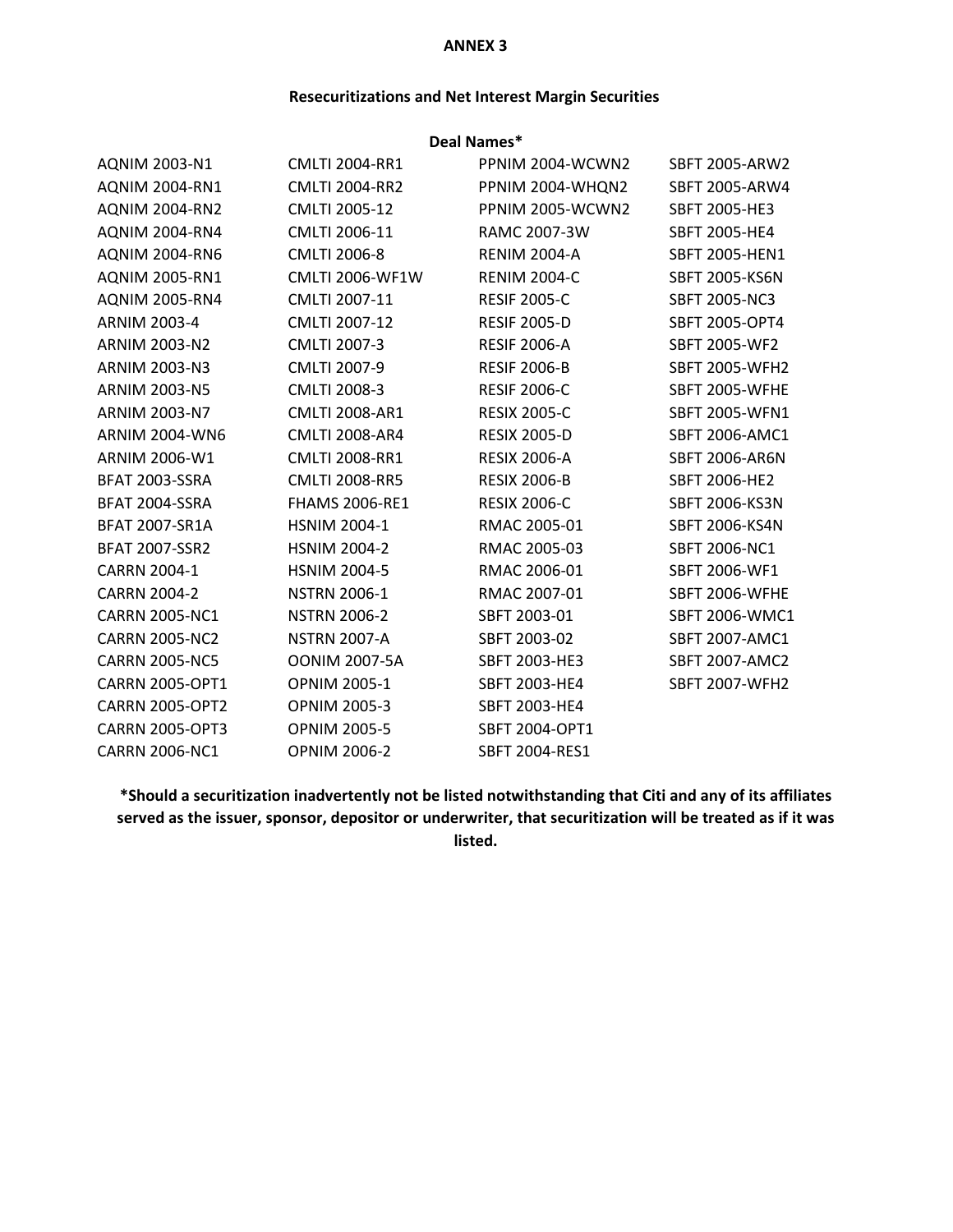**ANNEX 3**

**Resecuritizations and Net Interest Margin Securities**

**Deal Names***

| | | | |
|---|---|---|---|
| AQNIM 2003-N1 | CMLTI 2004-RR1 | PPNIM 2004-WCWN2 | SBFT 2005-ARW2 |
| AQNIM 2004-RN1 | CMLTI 2004-RR2 | PPNIM 2004-WHQN2 | SBFT 2005-ARW4 |
| AQNIM 2004-RN2 | CMLTI 2005-12 | PPNIM 2005-WCWN2 | SBFT 2005-HE3 |
| AQNIM 2004-RN4 | CMLTI 2006-11 | RAMC 2007-3W | SBFT 2005-HE4 |
| AQNIM 2004-RN6 | CMLTI 2006-8 | RENIM 2004-A | SBFT 2005-HEN1 |
| AQNIM 2005-RN1 | CMLTI 2006-WF1W | RENIM 2004-C | SBFT 2005-KS6N |
| AQNIM 2005-RN4 | CMLTI 2007-11 | RESIF 2005-C | SBFT 2005-NC3 |
| ARNIM 2003-4 | CMLTI 2007-12 | RESIF 2005-D | SBFT 2005-OPT4 |
| ARNIM 2003-N2 | CMLTI 2007-3 | RESIF 2006-A | SBFT 2005-WF2 |
| ARNIM 2003-N3 | CMLTI 2007-9 | RESIF 2006-B | SBFT 2005-WFH2 |
| ARNIM 2003-N5 | CMLTI 2008-3 | RESIF 2006-C | SBFT 2005-WFHE |
| ARNIM 2003-N7 | CMLTI 2008-AR1 | RESIX 2005-C | SBFT 2005-WFN1 |
| ARNIM 2004-WN6 | CMLTI 2008-AR4 | RESIX 2005-D | SBFT 2006-AMC1 |
| ARNIM 2006-W1 | CMLTI 2008-RR1 | RESIX 2006-A | SBFT 2006-AR6N |
| BFAT 2003-SSRA | CMLTI 2008-RR5 | RESIX 2006-B | SBFT 2006-HE2 |
| BFAT 2004-SSRA | FHAMS 2006-RE1 | RESIX 2006-C | SBFT 2006-KS3N |
| BFAT 2007-SR1A | HSNIM 2004-1 | RMAC 2005-01 | SBFT 2006-KS4N |
| BFAT 2007-SSR2 | HSNIM 2004-2 | RMAC 2005-03 | SBFT 2006-NC1 |
| CARRN 2004-1 | HSNIM 2004-5 | RMAC 2006-01 | SBFT 2006-WF1 |
| CARRN 2004-2 | NSTRN 2006-1 | RMAC 2007-01 | SBFT 2006-WFHE |
| CARRN 2005-NC1 | NSTRN 2006-2 | SBFT 2003-01 | SBFT 2006-WMC1 |
| CARRN 2005-NC2 | NSTRN 2007-A | SBFT 2003-02 | SBFT 2007-AMC1 |
| CARRN 2005-NC5 | OONIM 2007-5A | SBFT 2003-HE3 | SBFT 2007-AMC2 |
| CARRN 2005-OPT1 | OPNIM 2005-1 | SBFT 2003-HE4 | SBFT 2007-WFH2 |
| CARRN 2005-OPT2 | OPNIM 2005-3 | SBFT 2003-HE4 | |
| CARRN 2005-OPT3 | OPNIM 2005-5 | SBFT 2004-OPT1 | |
| CARRN 2006-NC1 | OPNIM 2006-2 | SBFT 2004-RES1 | |

***Should a securitization inadvertently not be listed notwithstanding that Citi and any of its affiliates served as the issuer, sponsor, depositor or underwriter, that securitization will be treated as if it was listed.**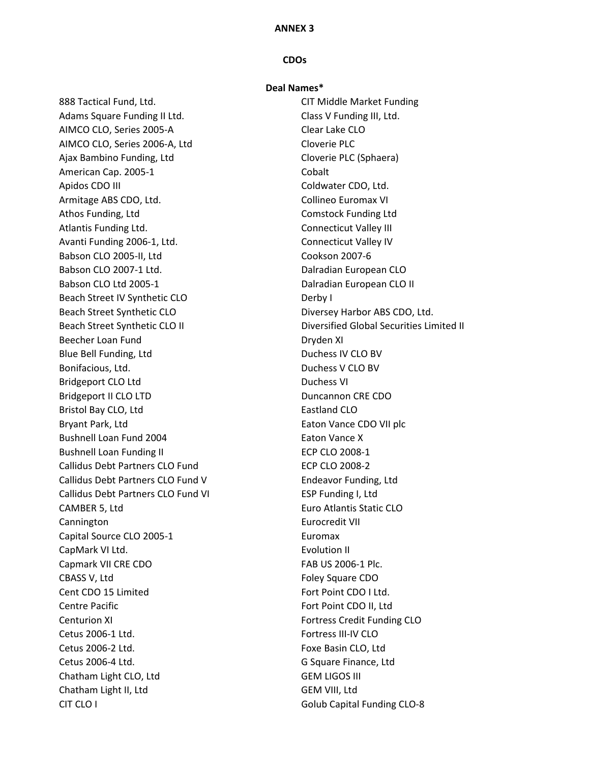**ANNEX 3**

**CDOs**

**Deal Names***

888 Tactical Fund, Ltd.
Adams Square Funding II Ltd.
AIMCO CLO, Series 2005-A
AIMCO CLO, Series 2006-A, Ltd
Ajax Bambino Funding, Ltd
American Cap. 2005-1
Apidos CDO III
Armitage ABS CDO, Ltd.
Athos Funding, Ltd
Atlantis Funding Ltd.
Avanti Funding 2006-1, Ltd.
Babson CLO 2005-II, Ltd
Babson CLO 2007-1 Ltd.
Babson CLO Ltd 2005-1
Beach Street IV Synthetic CLO
Beach Street Synthetic CLO
Beach Street Synthetic CLO II
Beecher Loan Fund
Blue Bell Funding, Ltd
Bonifacious, Ltd.
Bridgeport CLO Ltd
Bridgeport II CLO LTD
Bristol Bay CLO, Ltd
Bryant Park, Ltd
Bushnell Loan Fund 2004
Bushnell Loan Funding II
Callidus Debt Partners CLO Fund
Callidus Debt Partners CLO Fund V
Callidus Debt Partners CLO Fund VI
CAMBER 5, Ltd
Cannington
Capital Source CLO 2005-1
CapMark VI Ltd.
Capmark VII CRE CDO
CBASS V, Ltd
Cent CDO 15 Limited
Centre Pacific
Centurion XI
Cetus 2006-1 Ltd.
Cetus 2006-2 Ltd.
Cetus 2006-4 Ltd.
Chatham Light CLO, Ltd
Chatham Light II, Ltd
CIT CLO I
CIT Middle Market Funding
Class V Funding III, Ltd.
Clear Lake CLO
Cloverie PLC
Cloverie PLC (Sphaera)
Cobalt
Coldwater CDO, Ltd.
Collineo Euromax VI
Comstock Funding Ltd
Connecticut Valley III
Connecticut Valley IV
Cookson 2007-6
Dalradian European CLO
Dalradian European CLO II
Derby I
Diversey Harbor ABS CDO, Ltd.
Diversified Global Securities Limited II
Dryden XI
Duchess IV CLO BV
Duchess V CLO BV
Duchess VI
Duncannon CRE CDO
Eastland CLO
Eaton Vance CDO VII plc
Eaton Vance X
ECP CLO 2008-1
ECP CLO 2008-2
Endeavor Funding, Ltd
ESP Funding I, Ltd
Euro Atlantis Static CLO
Eurocredit VII
Euromax
Evolution II
FAB US 2006-1 Plc.
Foley Square CDO
Fort Point CDO I Ltd.
Fort Point CDO II, Ltd
Fortress Credit Funding CLO
Fortress III-IV CLO
Foxe Basin CLO, Ltd
G Square Finance, Ltd
GEM LIGOS III
GEM VIII, Ltd
Golub Capital Funding CLO-8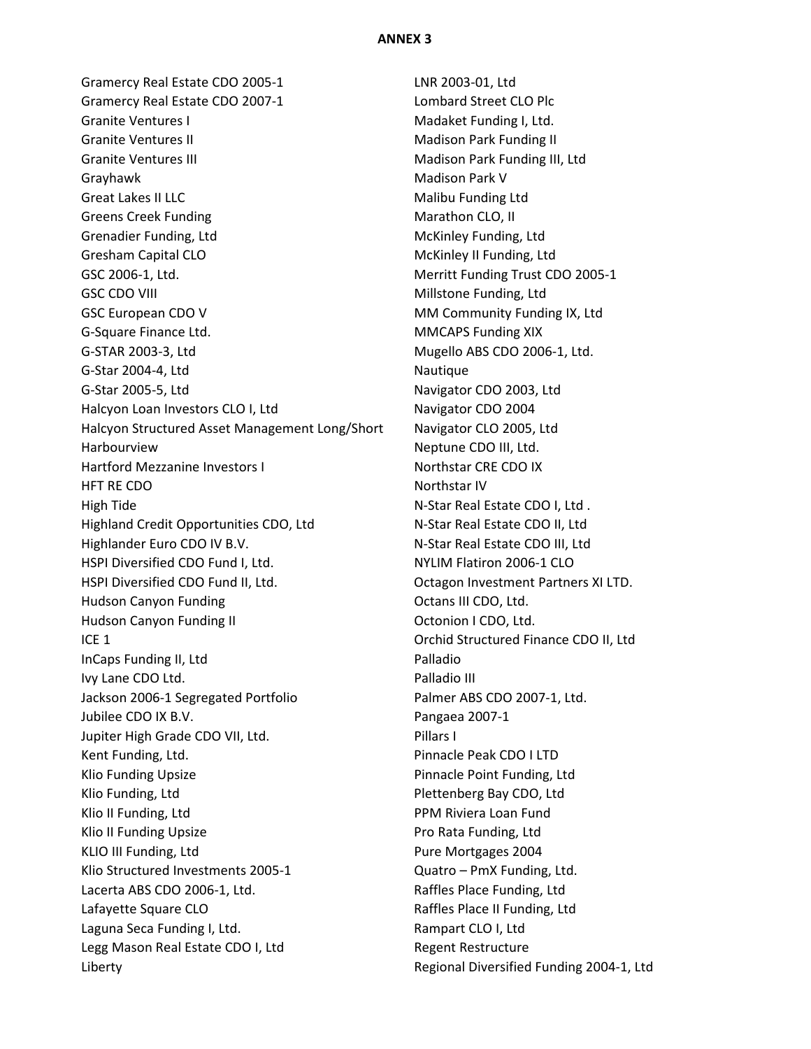## ANNEX 3

Gramercy Real Estate CDO 2005-1
Gramercy Real Estate CDO 2007-1
Granite Ventures I
Granite Ventures II
Granite Ventures III
Grayhawk
Great Lakes II LLC
Greens Creek Funding
Grenadier Funding, Ltd
Gresham Capital CLO
GSC 2006-1, Ltd.
GSC CDO VIII
GSC European CDO V
G-Square Finance Ltd.
G-STAR 2003-3, Ltd
G-Star 2004-4, Ltd
G-Star 2005-5, Ltd
Halcyon Loan Investors CLO I, Ltd
Halcyon Structured Asset Management Long/Short
Harbourview
Hartford Mezzanine Investors I
HFT RE CDO
High Tide
Highland Credit Opportunities CDO, Ltd
Highlander Euro CDO IV B.V.
HSPI Diversified CDO Fund I, Ltd.
HSPI Diversified CDO Fund II, Ltd.
Hudson Canyon Funding
Hudson Canyon Funding II
ICE 1
InCaps Funding II, Ltd
Ivy Lane CDO Ltd.
Jackson 2006-1 Segregated Portfolio
Jubilee CDO IX B.V.
Jupiter High Grade CDO VII, Ltd.
Kent Funding, Ltd.
Klio Funding Upsize
Klio Funding, Ltd
Klio II Funding, Ltd
Klio II Funding Upsize
KLIO III Funding, Ltd
Klio Structured Investments 2005-1
Lacerta ABS CDO 2006-1, Ltd.
Lafayette Square CLO
Laguna Seca Funding I, Ltd.
Legg Mason Real Estate CDO I, Ltd
Liberty
LNR 2003-01, Ltd
Lombard Street CLO Plc
Madaket Funding I, Ltd.
Madison Park Funding II
Madison Park Funding III, Ltd
Madison Park V
Malibu Funding Ltd
Marathon CLO, II
McKinley Funding, Ltd
McKinley II Funding, Ltd
Merritt Funding Trust CDO 2005-1
Millstone Funding, Ltd
MM Community Funding IX, Ltd
MMCAPS Funding XIX
Mugello ABS CDO 2006-1, Ltd.
Nautique
Navigator CDO 2003, Ltd
Navigator CDO 2004
Navigator CLO 2005, Ltd
Neptune CDO III, Ltd.
Northstar CRE CDO IX
Northstar IV
N-Star Real Estate CDO I, Ltd .
N-Star Real Estate CDO II, Ltd
N-Star Real Estate CDO III, Ltd
NYLIM Flatiron 2006-1 CLO
Octagon Investment Partners XI LTD.
Octans III CDO, Ltd.
Octonion I CDO, Ltd.
Orchid Structured Finance CDO II, Ltd
Palladio
Palladio III
Palmer ABS CDO 2007-1, Ltd.
Pangaea 2007-1
Pillars I
Pinnacle Peak CDO I LTD
Pinnacle Point Funding, Ltd
Plettenberg Bay CDO, Ltd
PPM Riviera Loan Fund
Pro Rata Funding, Ltd
Pure Mortgages 2004
Quatro – PmX Funding, Ltd.
Raffles Place Funding, Ltd
Raffles Place II Funding, Ltd
Rampart CLO I, Ltd
Regent Restructure
Regional Diversified Funding 2004-1, Ltd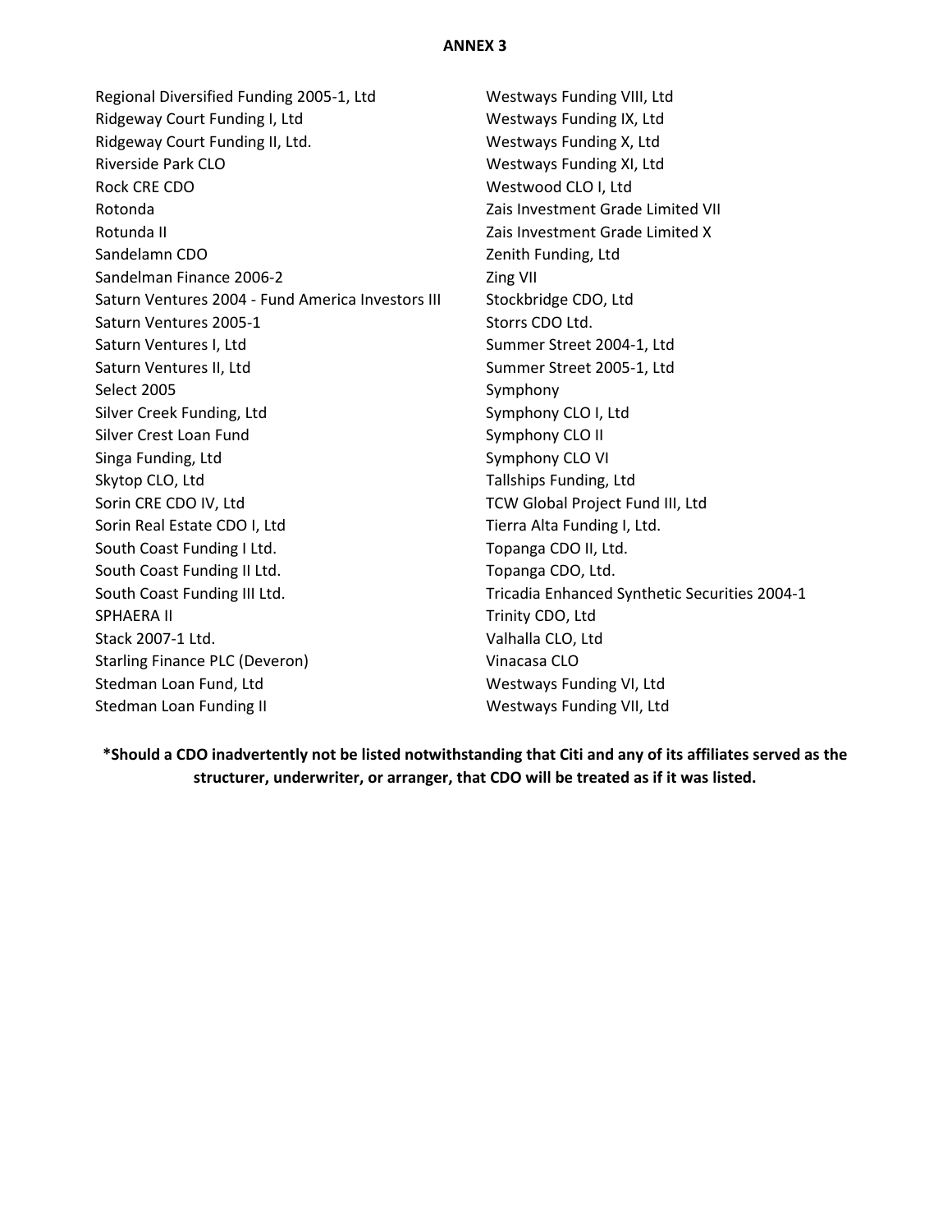**ANNEX 3**

Regional Diversified Funding 2005-1, Ltd
Ridgeway Court Funding I, Ltd
Ridgeway Court Funding II, Ltd.
Riverside Park CLO
Rock CRE CDO
Rotonda
Rotunda II
Sandelamn CDO
Sandelman Finance 2006-2
Saturn Ventures 2004 - Fund America Investors III
Saturn Ventures 2005-1
Saturn Ventures I, Ltd
Saturn Ventures II, Ltd
Select 2005
Silver Creek Funding, Ltd
Silver Crest Loan Fund
Singa Funding, Ltd
Skytop CLO, Ltd
Sorin CRE CDO IV, Ltd
Sorin Real Estate CDO I, Ltd
South Coast Funding I Ltd.
South Coast Funding II Ltd.
South Coast Funding III Ltd.
SPHAERA II
Stack 2007-1 Ltd.
Starling Finance PLC (Deveron)
Stedman Loan Fund, Ltd
Stedman Loan Funding II
Westways Funding VIII, Ltd
Westways Funding IX, Ltd
Westways Funding X, Ltd
Westways Funding XI, Ltd
Westwood CLO I, Ltd
Zais Investment Grade Limited VII
Zais Investment Grade Limited X
Zenith Funding, Ltd
Zing VII
Stockbridge CDO, Ltd
Storrs CDO Ltd.
Summer Street 2004-1, Ltd
Summer Street 2005-1, Ltd
Symphony
Symphony CLO I, Ltd
Symphony CLO II
Symphony CLO VI
Tallships Funding, Ltd
TCW Global Project Fund III, Ltd
Tierra Alta Funding I, Ltd.
Topanga CDO II, Ltd.
Topanga CDO, Ltd.
Tricadia Enhanced Synthetic Securities 2004-1
Trinity CDO, Ltd
Valhalla CLO, Ltd
Vinacasa CLO
Westways Funding VI, Ltd
Westways Funding VII, Ltd

**\*Should a CDO inadvertently not be listed notwithstanding that Citi and any of its affiliates served as the structurer, underwriter, or arranger, that CDO will be treated as if it was listed.**